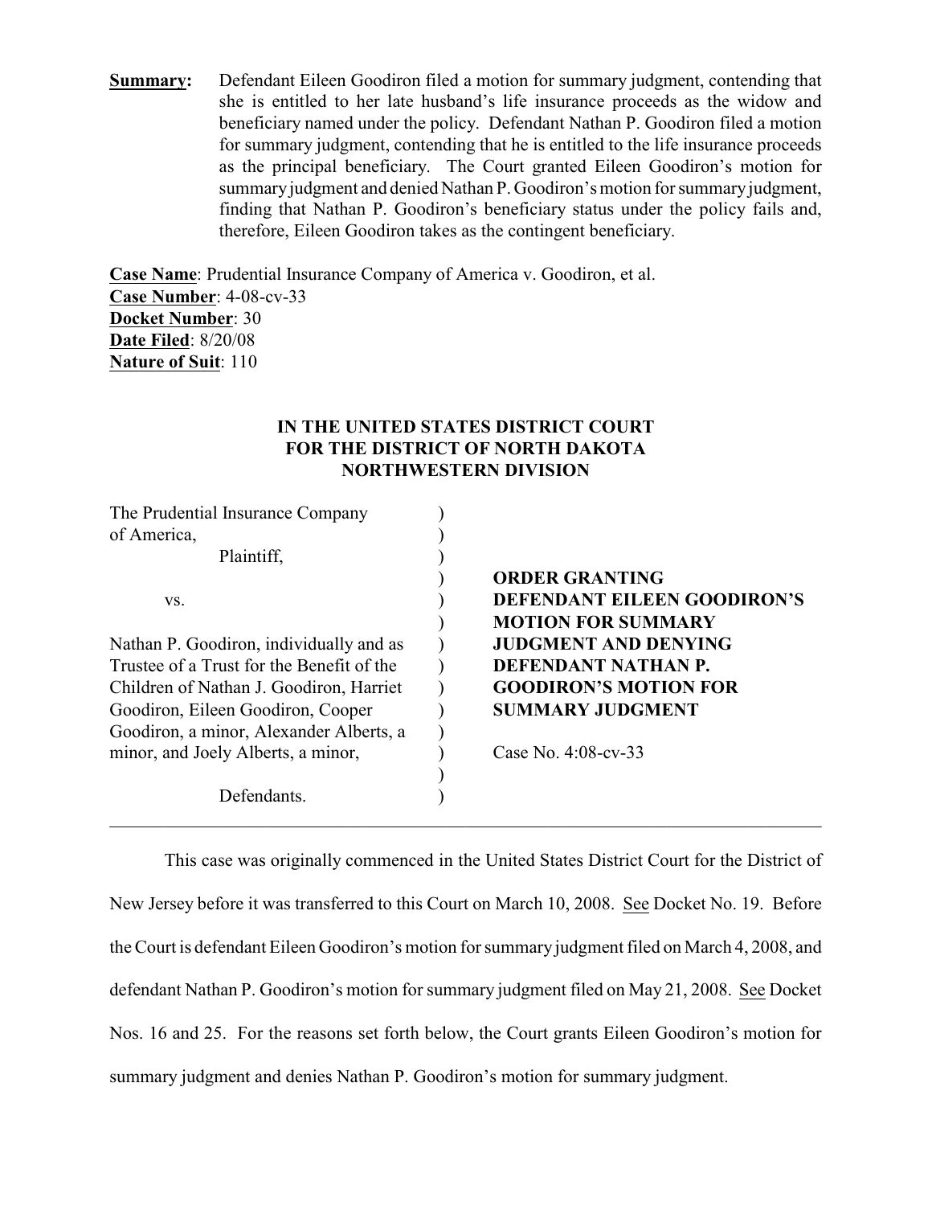**Summary:** Defendant Eileen Goodiron filed a motion for summary judgment, contending that she is entitled to her late husband's life insurance proceeds as the widow and beneficiary named under the policy. Defendant Nathan P. Goodiron filed a motion for summary judgment, contending that he is entitled to the life insurance proceeds as the principal beneficiary. The Court granted Eileen Goodiron's motion for summary judgment and denied Nathan P. Goodiron's motion for summary judgment, finding that Nathan P. Goodiron's beneficiary status under the policy fails and, therefore, Eileen Goodiron takes as the contingent beneficiary.

**Case Name**: Prudential Insurance Company of America v. Goodiron, et al.
**Case Number**: 4-08-cv-33
**Docket Number**: 30
**Date Filed**: 8/20/08
**Nature of Suit**: 110

**IN THE UNITED STATES DISTRICT COURT**
**FOR THE DISTRICT OF NORTH DAKOTA**
**NORTHWESTERN DIVISION**

| | |
|---|---|
| The Prudential Insurance Company of America,<br>Plaintiff,<br><br>vs.<br><br>Nathan P. Goodiron, individually and as Trustee of a Trust for the Benefit of the Children of Nathan J. Goodiron, Harriet Goodiron, Eileen Goodiron, Cooper Goodiron, a minor, Alexander Alberts, a minor, and Joely Alberts, a minor,<br><br>Defendants. | **ORDER GRANTING DEFENDANT EILEEN GOODIRON'S MOTION FOR SUMMARY JUDGMENT AND DENYING DEFENDANT NATHAN P. GOODIRON'S MOTION FOR SUMMARY JUDGMENT**<br><br>Case No. 4:08-cv-33 |

---

This case was originally commenced in the United States District Court for the District of New Jersey before it was transferred to this Court on March 10, 2008. See Docket No. 19. Before the Court is defendant Eileen Goodiron's motion for summary judgment filed on March 4, 2008, and defendant Nathan P. Goodiron's motion for summary judgment filed on May 21, 2008. See Docket Nos. 16 and 25. For the reasons set forth below, the Court grants Eileen Goodiron's motion for summary judgment and denies Nathan P. Goodiron's motion for summary judgment.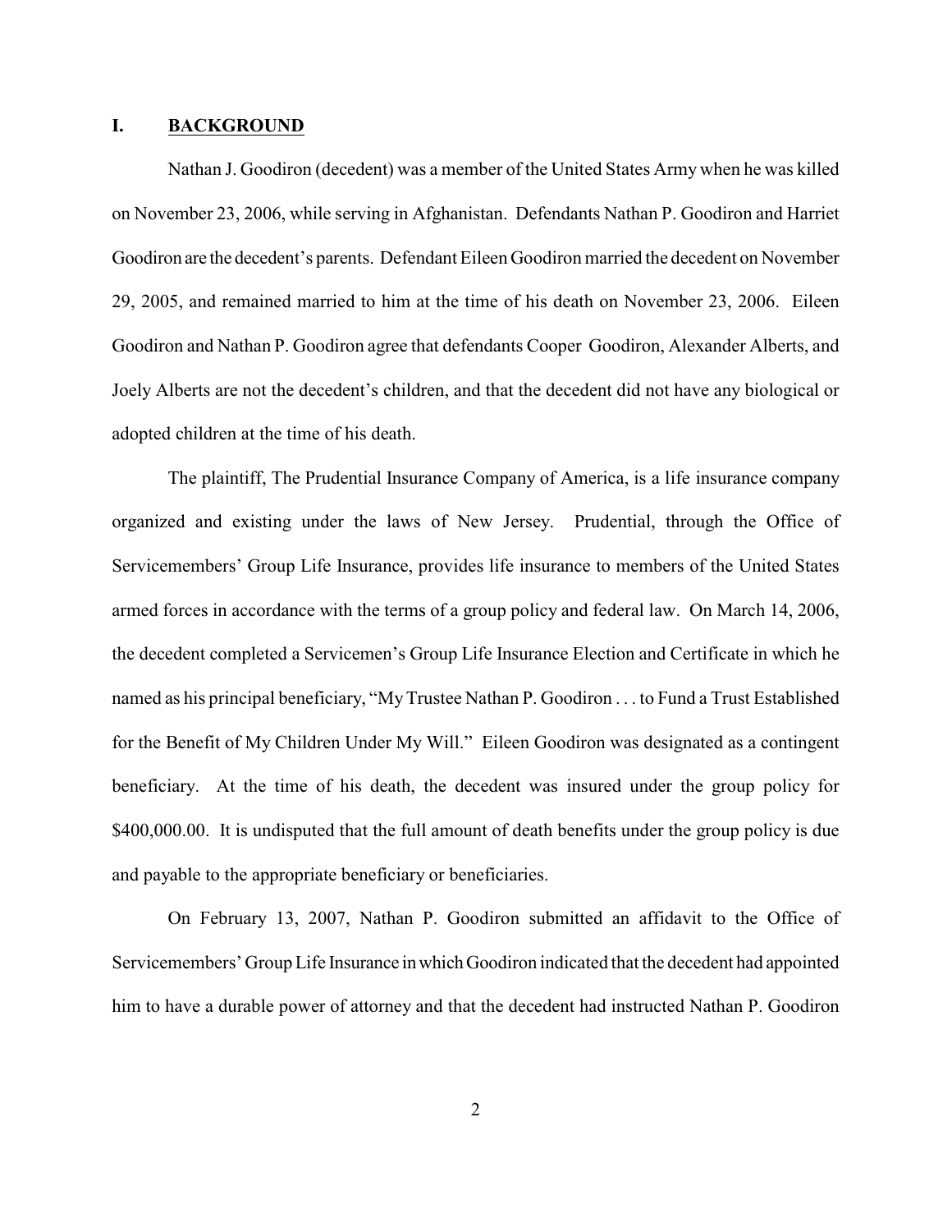## I. BACKGROUND

Nathan J. Goodiron (decedent) was a member of the United States Army when he was killed on November 23, 2006, while serving in Afghanistan. Defendants Nathan P. Goodiron and Harriet Goodiron are the decedent's parents. Defendant Eileen Goodiron married the decedent on November 29, 2005, and remained married to him at the time of his death on November 23, 2006. Eileen Goodiron and Nathan P. Goodiron agree that defendants Cooper Goodiron, Alexander Alberts, and Joely Alberts are not the decedent's children, and that the decedent did not have any biological or adopted children at the time of his death.

The plaintiff, The Prudential Insurance Company of America, is a life insurance company organized and existing under the laws of New Jersey. Prudential, through the Office of Servicemembers' Group Life Insurance, provides life insurance to members of the United States armed forces in accordance with the terms of a group policy and federal law. On March 14, 2006, the decedent completed a Servicemen's Group Life Insurance Election and Certificate in which he named as his principal beneficiary, "My Trustee Nathan P. Goodiron . . . to Fund a Trust Established for the Benefit of My Children Under My Will." Eileen Goodiron was designated as a contingent beneficiary. At the time of his death, the decedent was insured under the group policy for $400,000.00. It is undisputed that the full amount of death benefits under the group policy is due and payable to the appropriate beneficiary or beneficiaries.

On February 13, 2007, Nathan P. Goodiron submitted an affidavit to the Office of Servicemembers' Group Life Insurance in which Goodiron indicated that the decedent had appointed him to have a durable power of attorney and that the decedent had instructed Nathan P. Goodiron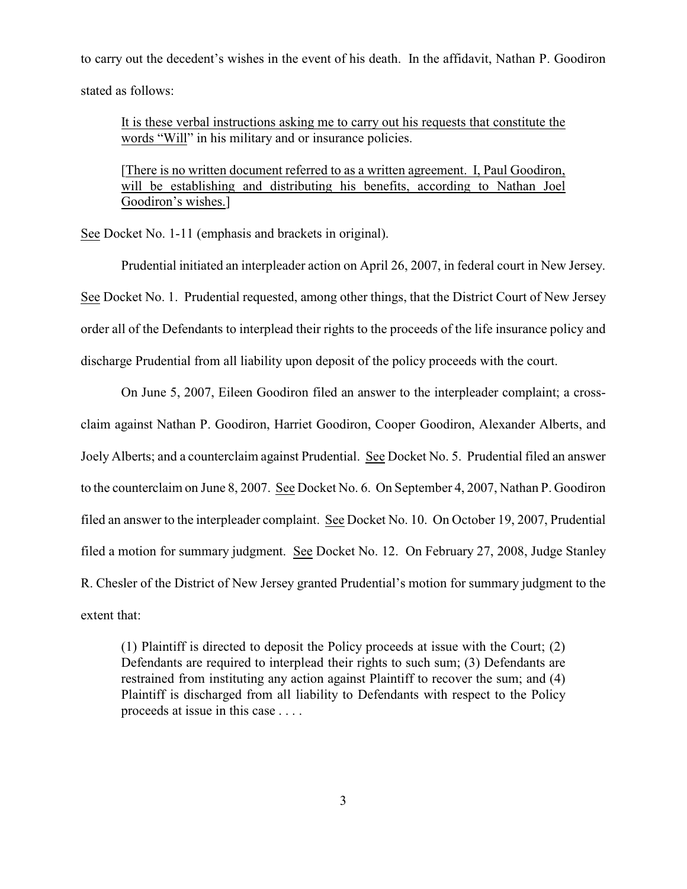to carry out the decedent's wishes in the event of his death. In the affidavit, Nathan P. Goodiron stated as follows:

> <u>It is these verbal instructions asking me to carry out his requests that constitute the words "Will"</u> in his military and or insurance policies.
>
> [<u>There is no written document referred to as a written agreement. I, Paul Goodiron, will be establishing and distributing his benefits, according to Nathan Joel Goodiron's wishes.</u>]

<u>See</u> Docket No. 1-11 (emphasis and brackets in original).

Prudential initiated an interpleader action on April 26, 2007, in federal court in New Jersey. <u>See</u> Docket No. 1. Prudential requested, among other things, that the District Court of New Jersey order all of the Defendants to interplead their rights to the proceeds of the life insurance policy and discharge Prudential from all liability upon deposit of the policy proceeds with the court.

On June 5, 2007, Eileen Goodiron filed an answer to the interpleader complaint; a cross-claim against Nathan P. Goodiron, Harriet Goodiron, Cooper Goodiron, Alexander Alberts, and Joely Alberts; and a counterclaim against Prudential. <u>See</u> Docket No. 5. Prudential filed an answer to the counterclaim on June 8, 2007. <u>See</u> Docket No. 6. On September 4, 2007, Nathan P. Goodiron filed an answer to the interpleader complaint. <u>See</u> Docket No. 10. On October 19, 2007, Prudential filed a motion for summary judgment. <u>See</u> Docket No. 12. On February 27, 2008, Judge Stanley R. Chesler of the District of New Jersey granted Prudential's motion for summary judgment to the extent that:

> (1) Plaintiff is directed to deposit the Policy proceeds at issue with the Court; (2) Defendants are required to interplead their rights to such sum; (3) Defendants are restrained from instituting any action against Plaintiff to recover the sum; and (4) Plaintiff is discharged from all liability to Defendants with respect to the Policy proceeds at issue in this case . . . .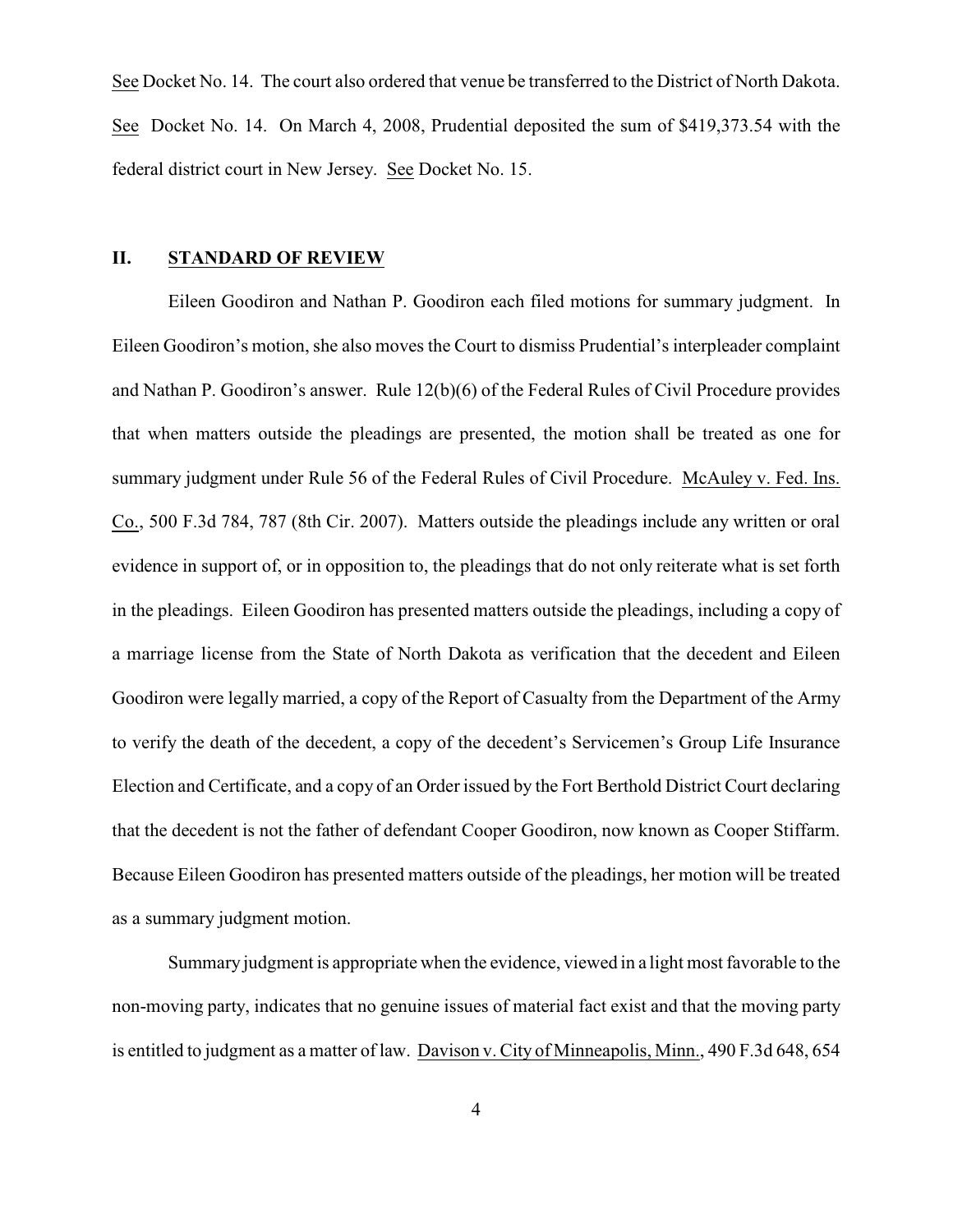See Docket No. 14. The court also ordered that venue be transferred to the District of North Dakota. See Docket No. 14. On March 4, 2008, Prudential deposited the sum of $419,373.54 with the federal district court in New Jersey. See Docket No. 15.

## II. STANDARD OF REVIEW

Eileen Goodiron and Nathan P. Goodiron each filed motions for summary judgment. In Eileen Goodiron's motion, she also moves the Court to dismiss Prudential's interpleader complaint and Nathan P. Goodiron's answer. Rule 12(b)(6) of the Federal Rules of Civil Procedure provides that when matters outside the pleadings are presented, the motion shall be treated as one for summary judgment under Rule 56 of the Federal Rules of Civil Procedure. McAuley v. Fed. Ins. Co., 500 F.3d 784, 787 (8th Cir. 2007). Matters outside the pleadings include any written or oral evidence in support of, or in opposition to, the pleadings that do not only reiterate what is set forth in the pleadings. Eileen Goodiron has presented matters outside the pleadings, including a copy of a marriage license from the State of North Dakota as verification that the decedent and Eileen Goodiron were legally married, a copy of the Report of Casualty from the Department of the Army to verify the death of the decedent, a copy of the decedent's Servicemen's Group Life Insurance Election and Certificate, and a copy of an Order issued by the Fort Berthold District Court declaring that the decedent is not the father of defendant Cooper Goodiron, now known as Cooper Stiffarm. Because Eileen Goodiron has presented matters outside of the pleadings, her motion will be treated as a summary judgment motion.

Summary judgment is appropriate when the evidence, viewed in a light most favorable to the non-moving party, indicates that no genuine issues of material fact exist and that the moving party is entitled to judgment as a matter of law. Davison v. City of Minneapolis, Minn., 490 F.3d 648, 654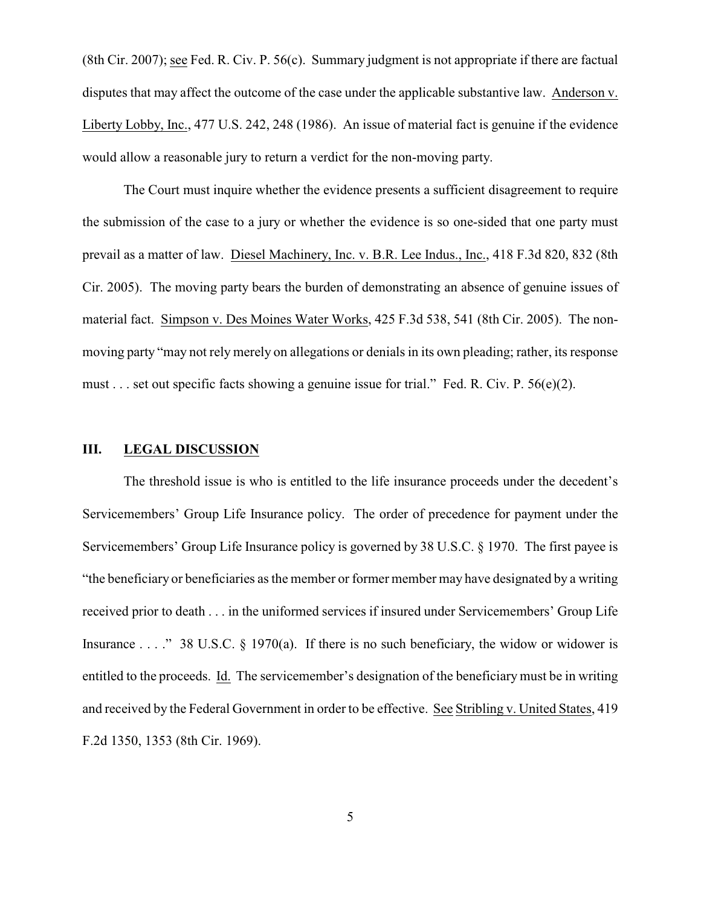(8th Cir. 2007); see Fed. R. Civ. P. 56(c). Summary judgment is not appropriate if there are factual disputes that may affect the outcome of the case under the applicable substantive law. Anderson v. Liberty Lobby, Inc., 477 U.S. 242, 248 (1986). An issue of material fact is genuine if the evidence would allow a reasonable jury to return a verdict for the non-moving party.

The Court must inquire whether the evidence presents a sufficient disagreement to require the submission of the case to a jury or whether the evidence is so one-sided that one party must prevail as a matter of law. Diesel Machinery, Inc. v. B.R. Lee Indus., Inc., 418 F.3d 820, 832 (8th Cir. 2005). The moving party bears the burden of demonstrating an absence of genuine issues of material fact. Simpson v. Des Moines Water Works, 425 F.3d 538, 541 (8th Cir. 2005). The non-moving party "may not rely merely on allegations or denials in its own pleading; rather, its response must . . . set out specific facts showing a genuine issue for trial." Fed. R. Civ. P. 56(e)(2).

## III. LEGAL DISCUSSION

The threshold issue is who is entitled to the life insurance proceeds under the decedent's Servicemembers' Group Life Insurance policy. The order of precedence for payment under the Servicemembers' Group Life Insurance policy is governed by 38 U.S.C. § 1970. The first payee is "the beneficiary or beneficiaries as the member or former member may have designated by a writing received prior to death . . . in the uniformed services if insured under Servicemembers' Group Life Insurance . . . ." 38 U.S.C. § 1970(a). If there is no such beneficiary, the widow or widower is entitled to the proceeds. Id. The servicemember's designation of the beneficiary must be in writing and received by the Federal Government in order to be effective. See Stribling v. United States, 419 F.2d 1350, 1353 (8th Cir. 1969).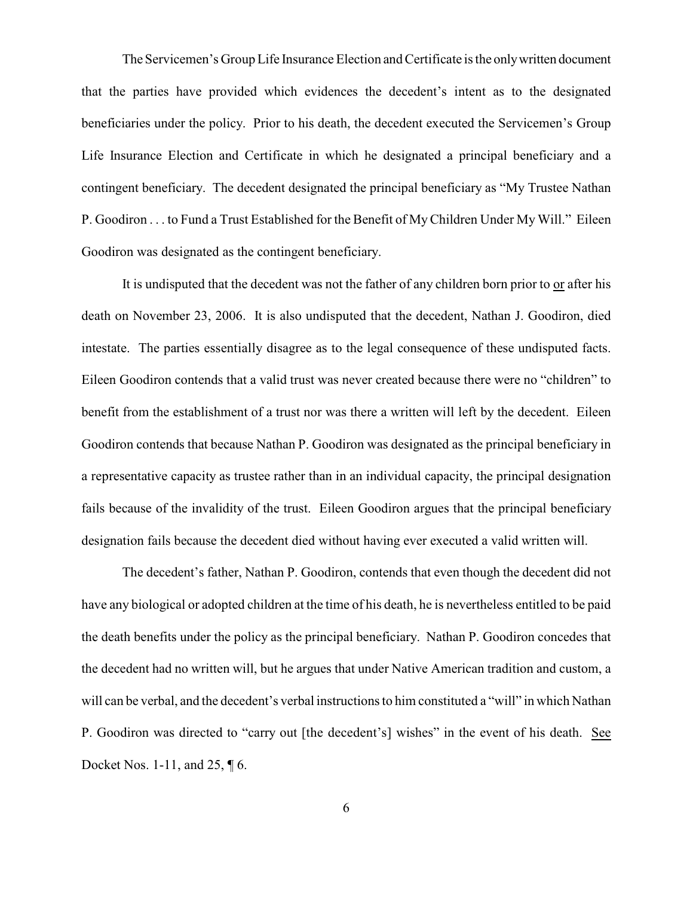The Servicemen's Group Life Insurance Election and Certificate is the only written document that the parties have provided which evidences the decedent's intent as to the designated beneficiaries under the policy. Prior to his death, the decedent executed the Servicemen's Group Life Insurance Election and Certificate in which he designated a principal beneficiary and a contingent beneficiary. The decedent designated the principal beneficiary as "My Trustee Nathan P. Goodiron . . . to Fund a Trust Established for the Benefit of My Children Under My Will." Eileen Goodiron was designated as the contingent beneficiary.

It is undisputed that the decedent was not the father of any children born prior to <u>or</u> after his death on November 23, 2006. It is also undisputed that the decedent, Nathan J. Goodiron, died intestate. The parties essentially disagree as to the legal consequence of these undisputed facts. Eileen Goodiron contends that a valid trust was never created because there were no "children" to benefit from the establishment of a trust nor was there a written will left by the decedent. Eileen Goodiron contends that because Nathan P. Goodiron was designated as the principal beneficiary in a representative capacity as trustee rather than in an individual capacity, the principal designation fails because of the invalidity of the trust. Eileen Goodiron argues that the principal beneficiary designation fails because the decedent died without having ever executed a valid written will.

The decedent's father, Nathan P. Goodiron, contends that even though the decedent did not have any biological or adopted children at the time of his death, he is nevertheless entitled to be paid the death benefits under the policy as the principal beneficiary. Nathan P. Goodiron concedes that the decedent had no written will, but he argues that under Native American tradition and custom, a will can be verbal, and the decedent's verbal instructions to him constituted a "will" in which Nathan P. Goodiron was directed to "carry out [the decedent's] wishes" in the event of his death. <u>See</u> Docket Nos. 1-11, and 25, ¶ 6.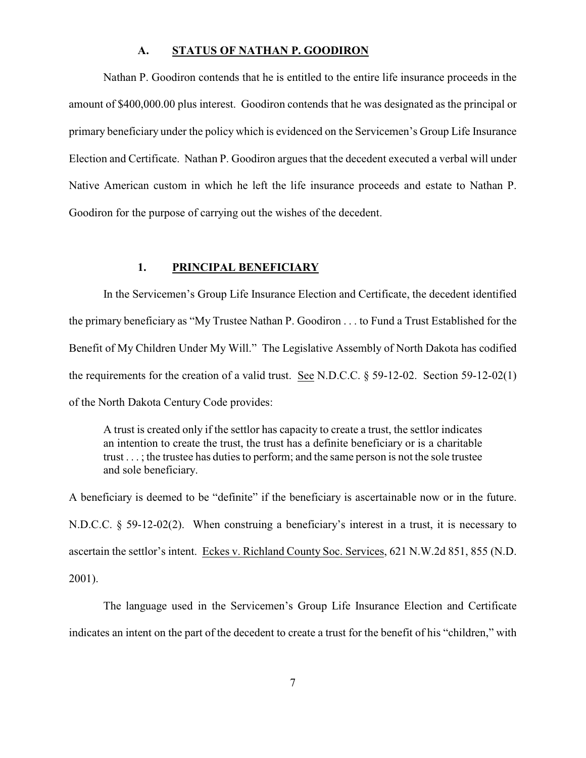### A. STATUS OF NATHAN P. GOODIRON

Nathan P. Goodiron contends that he is entitled to the entire life insurance proceeds in the amount of $400,000.00 plus interest. Goodiron contends that he was designated as the principal or primary beneficiary under the policy which is evidenced on the Servicemen's Group Life Insurance Election and Certificate. Nathan P. Goodiron argues that the decedent executed a verbal will under Native American custom in which he left the life insurance proceeds and estate to Nathan P. Goodiron for the purpose of carrying out the wishes of the decedent.

#### 1. PRINCIPAL BENEFICIARY

In the Servicemen's Group Life Insurance Election and Certificate, the decedent identified the primary beneficiary as "My Trustee Nathan P. Goodiron . . . to Fund a Trust Established for the Benefit of My Children Under My Will." The Legislative Assembly of North Dakota has codified the requirements for the creation of a valid trust. See N.D.C.C. § 59-12-02. Section 59-12-02(1) of the North Dakota Century Code provides:

> A trust is created only if the settlor has capacity to create a trust, the settlor indicates an intention to create the trust, the trust has a definite beneficiary or is a charitable trust . . . ; the trustee has duties to perform; and the same person is not the sole trustee and sole beneficiary.

A beneficiary is deemed to be "definite" if the beneficiary is ascertainable now or in the future. N.D.C.C. § 59-12-02(2). When construing a beneficiary's interest in a trust, it is necessary to ascertain the settlor's intent. Eckes v. Richland County Soc. Services, 621 N.W.2d 851, 855 (N.D. 2001).

The language used in the Servicemen's Group Life Insurance Election and Certificate indicates an intent on the part of the decedent to create a trust for the benefit of his "children," with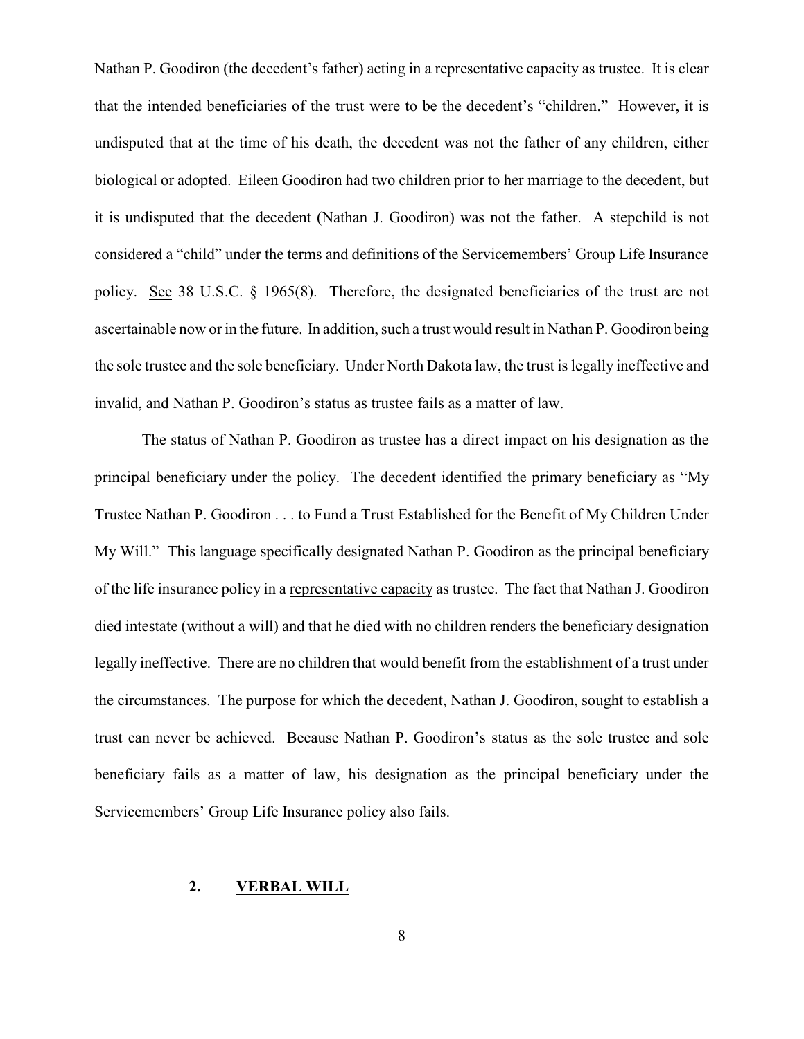Nathan P. Goodiron (the decedent's father) acting in a representative capacity as trustee. It is clear that the intended beneficiaries of the trust were to be the decedent's "children." However, it is undisputed that at the time of his death, the decedent was not the father of any children, either biological or adopted. Eileen Goodiron had two children prior to her marriage to the decedent, but it is undisputed that the decedent (Nathan J. Goodiron) was not the father. A stepchild is not considered a "child" under the terms and definitions of the Servicemembers' Group Life Insurance policy. See 38 U.S.C. § 1965(8). Therefore, the designated beneficiaries of the trust are not ascertainable now or in the future. In addition, such a trust would result in Nathan P. Goodiron being the sole trustee and the sole beneficiary. Under North Dakota law, the trust is legally ineffective and invalid, and Nathan P. Goodiron's status as trustee fails as a matter of law.

The status of Nathan P. Goodiron as trustee has a direct impact on his designation as the principal beneficiary under the policy. The decedent identified the primary beneficiary as "My Trustee Nathan P. Goodiron . . . to Fund a Trust Established for the Benefit of My Children Under My Will." This language specifically designated Nathan P. Goodiron as the principal beneficiary of the life insurance policy in a representative capacity as trustee. The fact that Nathan J. Goodiron died intestate (without a will) and that he died with no children renders the beneficiary designation legally ineffective. There are no children that would benefit from the establishment of a trust under the circumstances. The purpose for which the decedent, Nathan J. Goodiron, sought to establish a trust can never be achieved. Because Nathan P. Goodiron's status as the sole trustee and sole beneficiary fails as a matter of law, his designation as the principal beneficiary under the Servicemembers' Group Life Insurance policy also fails.

### 2. **VERBAL WILL**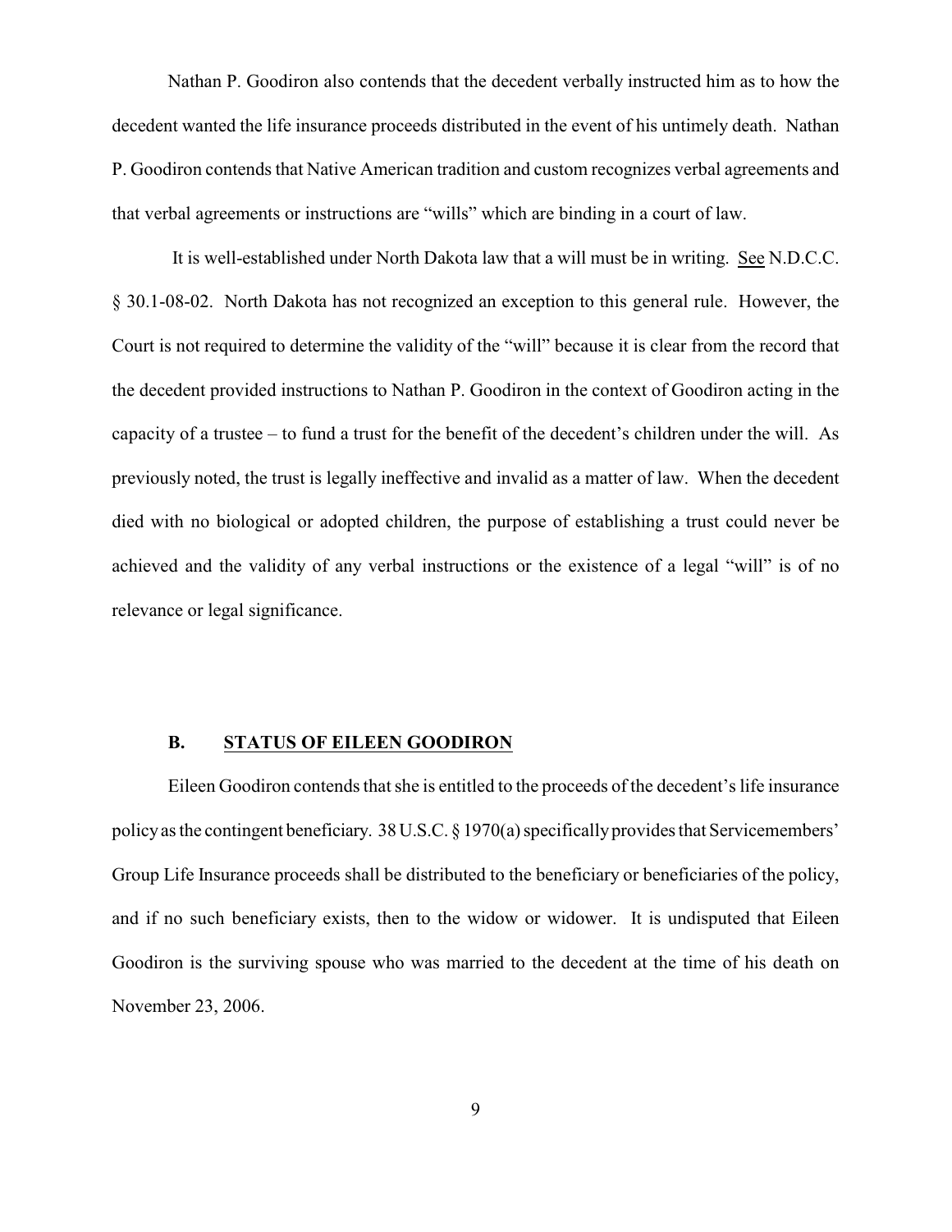Nathan P. Goodiron also contends that the decedent verbally instructed him as to how the decedent wanted the life insurance proceeds distributed in the event of his untimely death. Nathan P. Goodiron contends that Native American tradition and custom recognizes verbal agreements and that verbal agreements or instructions are "wills" which are binding in a court of law.

It is well-established under North Dakota law that a will must be in writing. See N.D.C.C. § 30.1-08-02. North Dakota has not recognized an exception to this general rule. However, the Court is not required to determine the validity of the "will" because it is clear from the record that the decedent provided instructions to Nathan P. Goodiron in the context of Goodiron acting in the capacity of a trustee – to fund a trust for the benefit of the decedent's children under the will. As previously noted, the trust is legally ineffective and invalid as a matter of law. When the decedent died with no biological or adopted children, the purpose of establishing a trust could never be achieved and the validity of any verbal instructions or the existence of a legal "will" is of no relevance or legal significance.

### B. STATUS OF EILEEN GOODIRON

Eileen Goodiron contends that she is entitled to the proceeds of the decedent's life insurance policy as the contingent beneficiary. 38 U.S.C. § 1970(a) specifically provides that Servicemembers' Group Life Insurance proceeds shall be distributed to the beneficiary or beneficiaries of the policy, and if no such beneficiary exists, then to the widow or widower. It is undisputed that Eileen Goodiron is the surviving spouse who was married to the decedent at the time of his death on November 23, 2006.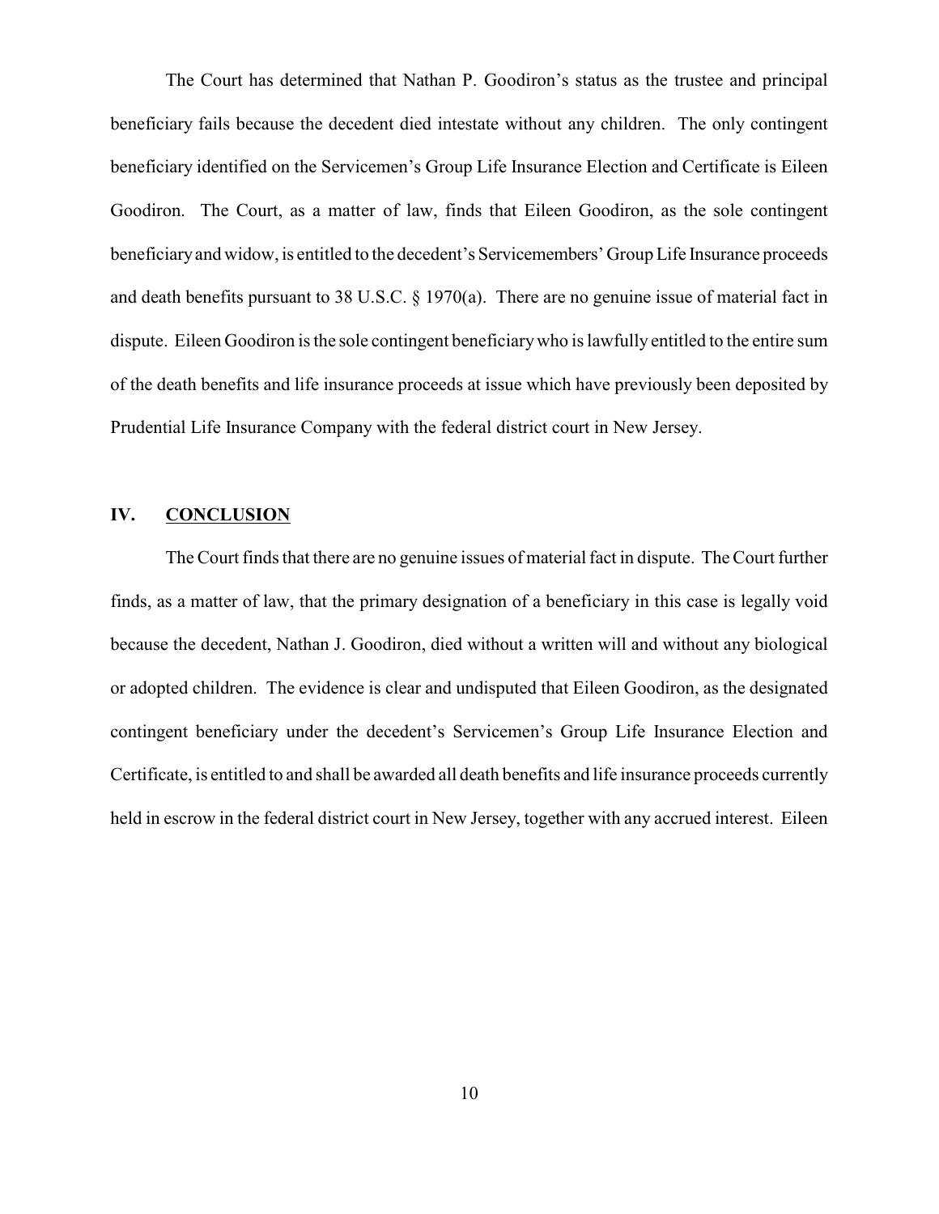The Court has determined that Nathan P. Goodiron's status as the trustee and principal beneficiary fails because the decedent died intestate without any children. The only contingent beneficiary identified on the Servicemen's Group Life Insurance Election and Certificate is Eileen Goodiron. The Court, as a matter of law, finds that Eileen Goodiron, as the sole contingent beneficiary and widow, is entitled to the decedent's Servicemembers' Group Life Insurance proceeds and death benefits pursuant to 38 U.S.C. § 1970(a). There are no genuine issue of material fact in dispute. Eileen Goodiron is the sole contingent beneficiary who is lawfully entitled to the entire sum of the death benefits and life insurance proceeds at issue which have previously been deposited by Prudential Life Insurance Company with the federal district court in New Jersey.

## IV. CONCLUSION

The Court finds that there are no genuine issues of material fact in dispute. The Court further finds, as a matter of law, that the primary designation of a beneficiary in this case is legally void because the decedent, Nathan J. Goodiron, died without a written will and without any biological or adopted children. The evidence is clear and undisputed that Eileen Goodiron, as the designated contingent beneficiary under the decedent's Servicemen's Group Life Insurance Election and Certificate, is entitled to and shall be awarded all death benefits and life insurance proceeds currently held in escrow in the federal district court in New Jersey, together with any accrued interest. Eileen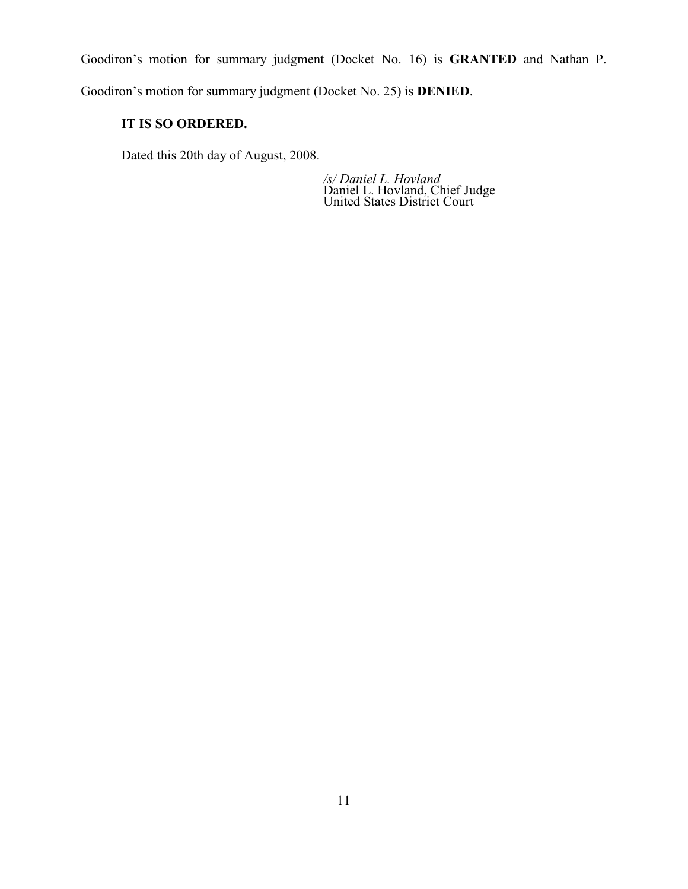Goodiron's motion for summary judgment (Docket No. 16) is **GRANTED** and Nathan P. Goodiron's motion for summary judgment (Docket No. 25) is **DENIED**.

**IT IS SO ORDERED.**

Dated this 20th day of August, 2008.

*/s/ Daniel L. Hovland*
Daniel L. Hovland, Chief Judge
United States District Court